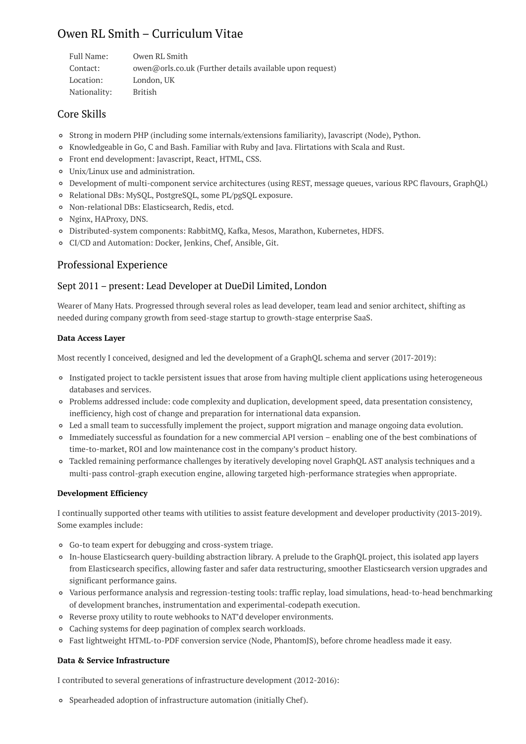# Owen RL Smith – Curriculum Vitae

| | |
|---|---|
| Full Name: | Owen RL Smith |
| Contact: | owen@orls.co.uk (Further details available upon request) |
| Location: | London, UK |
| Nationality: | British |

## Core Skills

- Strong in modern PHP (including some internals/extensions familiarity), Javascript (Node), Python.
- Knowledgeable in Go, C and Bash. Familiar with Ruby and Java. Flirtations with Scala and Rust.
- Front end development: Javascript, React, HTML, CSS.
- Unix/Linux use and administration.
- Development of multi-component service architectures (using REST, message queues, various RPC flavours, GraphQL)
- Relational DBs: MySQL, PostgreSQL, some PL/pgSQL exposure.
- Non-relational DBs: Elasticsearch, Redis, etcd.
- Nginx, HAProxy, DNS.
- Distributed-system components: RabbitMQ, Kafka, Mesos, Marathon, Kubernetes, HDFS.
- CI/CD and Automation: Docker, Jenkins, Chef, Ansible, Git.

## Professional Experience

### Sept 2011 – present: Lead Developer at DueDil Limited, London

Wearer of Many Hats. Progressed through several roles as lead developer, team lead and senior architect, shifting as needed during company growth from seed-stage startup to growth-stage enterprise SaaS.

**Data Access Layer**

Most recently I conceived, designed and led the development of a GraphQL schema and server (2017-2019):

- Instigated project to tackle persistent issues that arose from having multiple client applications using heterogeneous databases and services.
- Problems addressed include: code complexity and duplication, development speed, data presentation consistency, inefficiency, high cost of change and preparation for international data expansion.
- Led a small team to successfully implement the project, support migration and manage ongoing data evolution.
- Immediately successful as foundation for a new commercial API version – enabling one of the best combinations of time-to-market, ROI and low maintenance cost in the company's product history.
- Tackled remaining performance challenges by iteratively developing novel GraphQL AST analysis techniques and a multi-pass control-graph execution engine, allowing targeted high-performance strategies when appropriate.

**Development Efficiency**

I continually supported other teams with utilities to assist feature development and developer productivity (2013-2019). Some examples include:

- Go-to team expert for debugging and cross-system triage.
- In-house Elasticsearch query-building abstraction library. A prelude to the GraphQL project, this isolated app layers from Elasticsearch specifics, allowing faster and safer data restructuring, smoother Elasticsearch version upgrades and significant performance gains.
- Various performance analysis and regression-testing tools: traffic replay, load simulations, head-to-head benchmarking of development branches, instrumentation and experimental-codepath execution.
- Reverse proxy utility to route webhooks to NAT'd developer environments.
- Caching systems for deep pagination of complex search workloads.
- Fast lightweight HTML-to-PDF conversion service (Node, PhantomJS), before chrome headless made it easy.

**Data & Service Infrastructure**

I contributed to several generations of infrastructure development (2012-2016):

- Spearheaded adoption of infrastructure automation (initially Chef).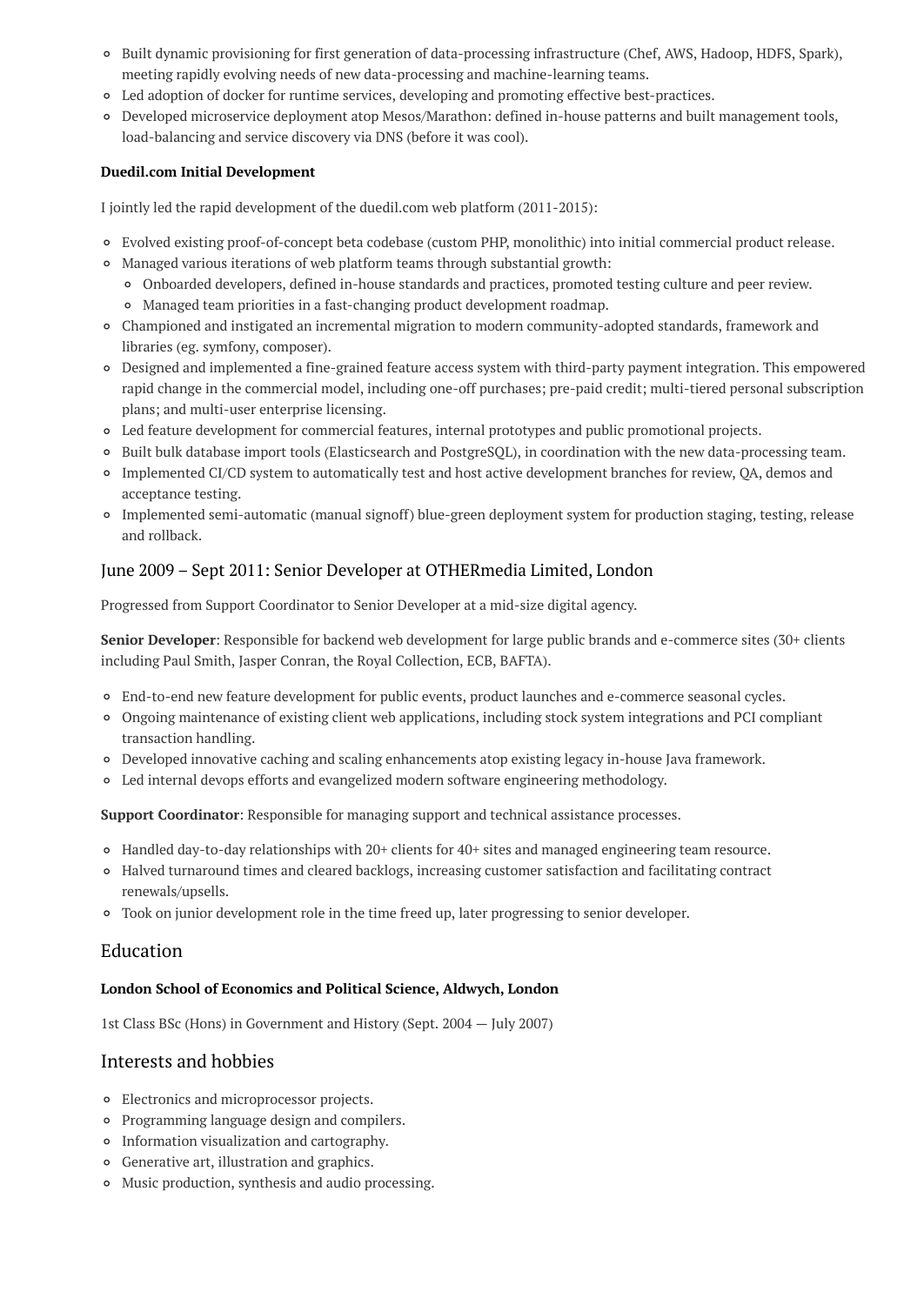- Built dynamic provisioning for first generation of data-processing infrastructure (Chef, AWS, Hadoop, HDFS, Spark), meeting rapidly evolving needs of new data-processing and machine-learning teams.
- Led adoption of docker for runtime services, developing and promoting effective best-practices.
- Developed microservice deployment atop Mesos/Marathon: defined in-house patterns and built management tools, load-balancing and service discovery via DNS (before it was cool).

**Duedil.com Initial Development**

I jointly led the rapid development of the duedil.com web platform (2011-2015):

- Evolved existing proof-of-concept beta codebase (custom PHP, monolithic) into initial commercial product release.
- Managed various iterations of web platform teams through substantial growth:
  - Onboarded developers, defined in-house standards and practices, promoted testing culture and peer review.
  - Managed team priorities in a fast-changing product development roadmap.
- Championed and instigated an incremental migration to modern community-adopted standards, framework and libraries (eg. symfony, composer).
- Designed and implemented a fine-grained feature access system with third-party payment integration. This empowered rapid change in the commercial model, including one-off purchases; pre-paid credit; multi-tiered personal subscription plans; and multi-user enterprise licensing.
- Led feature development for commercial features, internal prototypes and public promotional projects.
- Built bulk database import tools (Elasticsearch and PostgreSQL), in coordination with the new data-processing team.
- Implemented CI/CD system to automatically test and host active development branches for review, QA, demos and acceptance testing.
- Implemented semi-automatic (manual signoff) blue-green deployment system for production staging, testing, release and rollback.

## June 2009 – Sept 2011: Senior Developer at OTHERmedia Limited, London

Progressed from Support Coordinator to Senior Developer at a mid-size digital agency.

**Senior Developer**: Responsible for backend web development for large public brands and e-commerce sites (30+ clients including Paul Smith, Jasper Conran, the Royal Collection, ECB, BAFTA).

- End-to-end new feature development for public events, product launches and e-commerce seasonal cycles.
- Ongoing maintenance of existing client web applications, including stock system integrations and PCI compliant transaction handling.
- Developed innovative caching and scaling enhancements atop existing legacy in-house Java framework.
- Led internal devops efforts and evangelized modern software engineering methodology.

**Support Coordinator**: Responsible for managing support and technical assistance processes.

- Handled day-to-day relationships with 20+ clients for 40+ sites and managed engineering team resource.
- Halved turnaround times and cleared backlogs, increasing customer satisfaction and facilitating contract renewals/upsells.
- Took on junior development role in the time freed up, later progressing to senior developer.

## Education

**London School of Economics and Political Science, Aldwych, London**

1st Class BSc (Hons) in Government and History (Sept. 2004 — July 2007)

## Interests and hobbies

- Electronics and microprocessor projects.
- Programming language design and compilers.
- Information visualization and cartography.
- Generative art, illustration and graphics.
- Music production, synthesis and audio processing.